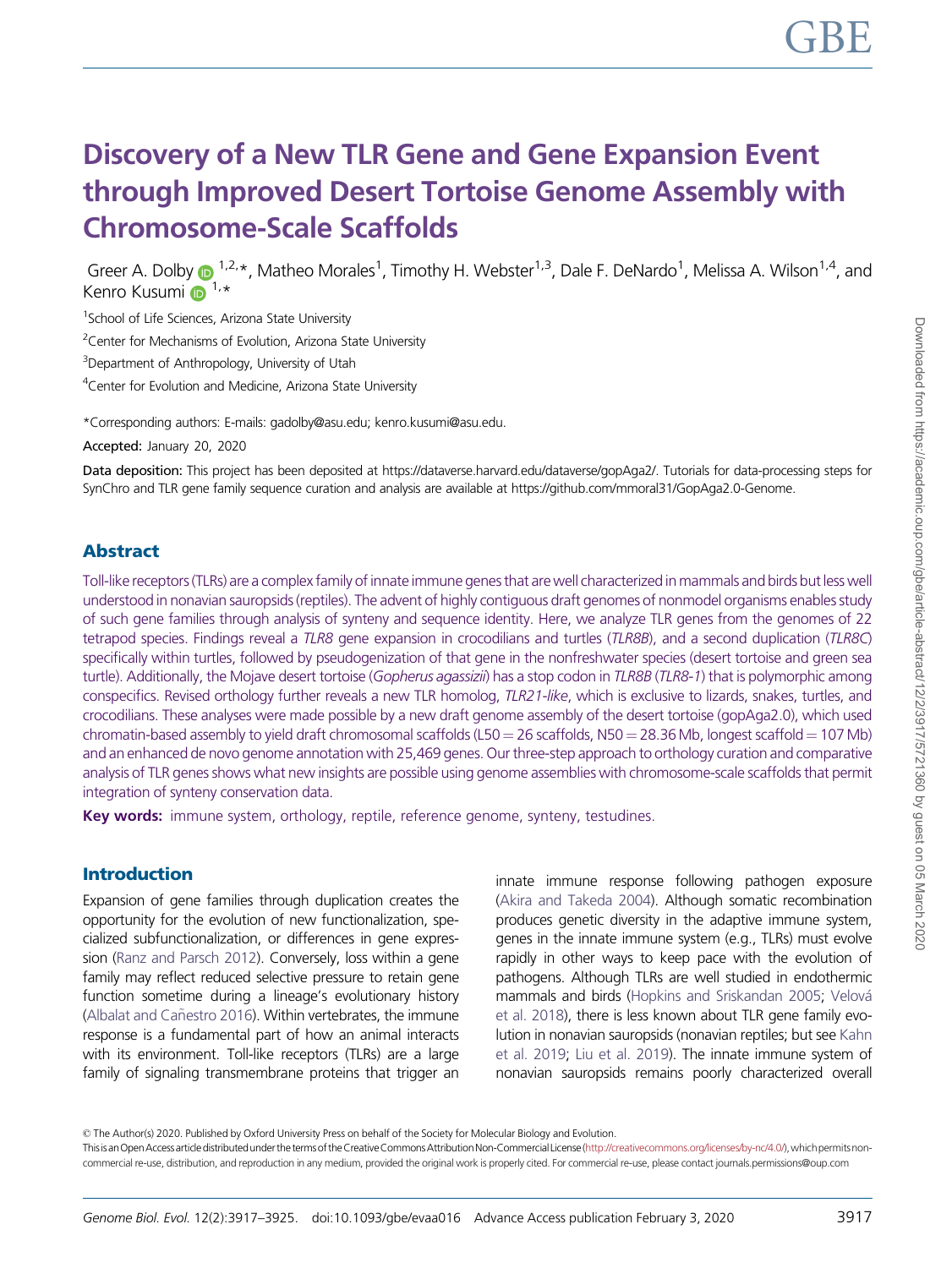# Discovery of a New TLR Gene and Gene Expansion Event through Improved Desert Tortoise Genome Assembly with Chromosome-Scale Scaffolds

Greer A. Dolby[1,2,*], Matheo Morales[1], Timothy H. Webster[1,3], Dale F. DeNardo[1], Melissa A. Wilson[1,4], and Kenro Kusumi[1,*]

[1]School of Life Sciences, Arizona State University

[2]Center for Mechanisms of Evolution, Arizona State University

[3]Department of Anthropology, University of Utah

[4]Center for Evolution and Medicine, Arizona State University

*Corresponding authors: E-mails: gadolby@asu.edu; kenro.kusumi@asu.edu.

**Accepted:** January 20, 2020

**Data deposition:** This project has been deposited at https://dataverse.harvard.edu/dataverse/gopAga2/. Tutorials for data-processing steps for SynChro and TLR gene family sequence curation and analysis are available at https://github.com/mmoral31/GopAga2.0-Genome.

## Abstract

Toll-like receptors (TLRs) are a complex family of innate immune genes that are well characterized in mammals and birds but less well understood in nonavian sauropsids (reptiles). The advent of highly contiguous draft genomes of nonmodel organisms enables study of such gene families through analysis of synteny and sequence identity. Here, we analyze TLR genes from the genomes of 22 tetrapod species. Findings reveal a *TLR8* gene expansion in crocodilians and turtles (*TLR8B*), and a second duplication (*TLR8C*) specifically within turtles, followed by pseudogenization of that gene in the nonfreshwater species (desert tortoise and green sea turtle). Additionally, the Mojave desert tortoise (*Gopherus agassizii*) has a stop codon in *TLR8B* (*TLR8-1*) that is polymorphic among conspecifics. Revised orthology further reveals a new TLR homolog, *TLR21-like*, which is exclusive to lizards, snakes, turtles, and crocodilians. These analyses were made possible by a new draft genome assembly of the desert tortoise (gopAga2.0), which used chromatin-based assembly to yield draft chromosomal scaffolds (L50 = 26 scaffolds, N50 = 28.36 Mb, longest scaffold = 107 Mb) and an enhanced de novo genome annotation with 25,469 genes. Our three-step approach to orthology curation and comparative analysis of TLR genes shows what new insights are possible using genome assemblies with chromosome-scale scaffolds that permit integration of synteny conservation data.

**Key words:** immune system, orthology, reptile, reference genome, synteny, testudines.

## Introduction

Expansion of gene families through duplication creates the opportunity for the evolution of new functionalization, specialized subfunctionalization, or differences in gene expression (Ranz and Parsch 2012). Conversely, loss within a gene family may reflect reduced selective pressure to retain gene function sometime during a lineage's evolutionary history (Albalat and Cañestro 2016). Within vertebrates, the immune response is a fundamental part of how an animal interacts with its environment. Toll-like receptors (TLRs) are a large family of signaling transmembrane proteins that trigger an innate immune response following pathogen exposure (Akira and Takeda 2004). Although somatic recombination produces genetic diversity in the adaptive immune system, genes in the innate immune system (e.g., TLRs) must evolve rapidly in other ways to keep pace with the evolution of pathogens. Although TLRs are well studied in endothermic mammals and birds (Hopkins and Sriskandan 2005; Velová et al. 2018), there is less known about TLR gene family evolution in nonavian sauropsids (nonavian reptiles; but see Kahn et al. 2019; Liu et al. 2019). The innate immune system of nonavian sauropsids remains poorly characterized overall

© The Author(s) 2020. Published by Oxford University Press on behalf of the Society for Molecular Biology and Evolution.
This is an Open Access article distributed under the terms of the Creative Commons Attribution Non-Commercial License (http://creativecommons.org/licenses/by-nc/4.0/), which permits non-commercial re-use, distribution, and reproduction in any medium, provided the original work is properly cited. For commercial re-use, please contact journals.permissions@oup.com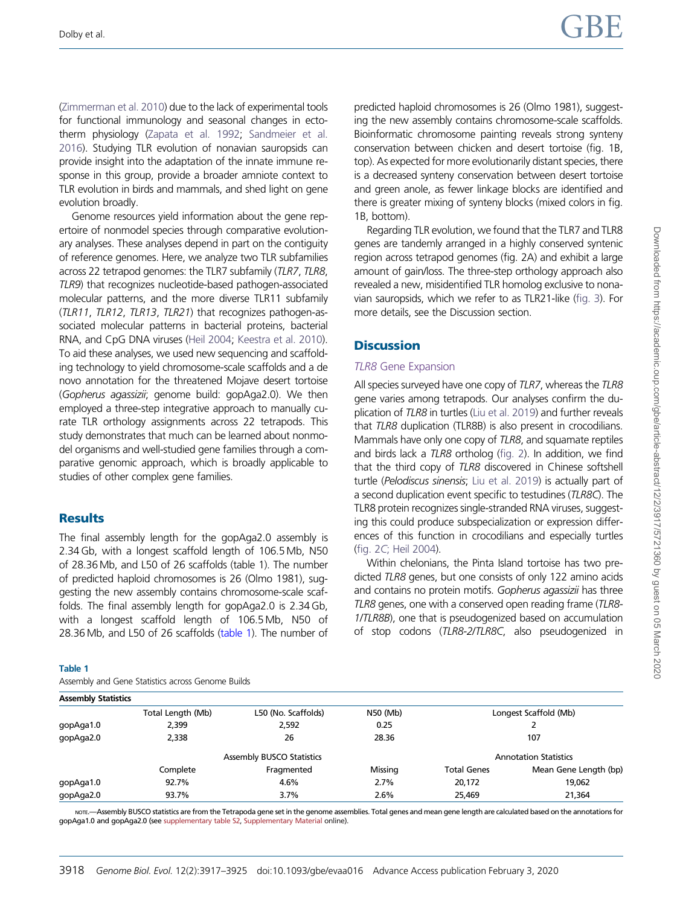(Zimmerman et al. 2010) due to the lack of experimental tools for functional immunology and seasonal changes in ectotherm physiology (Zapata et al. 1992; Sandmeier et al. 2016). Studying TLR evolution of nonavian sauropsids can provide insight into the adaptation of the innate immune response in this group, provide a broader amniote context to TLR evolution in birds and mammals, and shed light on gene evolution broadly.

Genome resources yield information about the gene repertoire of nonmodel species through comparative evolutionary analyses. These analyses depend in part on the contiguity of reference genomes. Here, we analyze two TLR subfamilies across 22 tetrapod genomes: the TLR7 subfamily (*TLR7*, *TLR8*, *TLR9*) that recognizes nucleotide-based pathogen-associated molecular patterns, and the more diverse TLR11 subfamily (*TLR11*, *TLR12*, *TLR13*, *TLR21*) that recognizes pathogen-associated molecular patterns in bacterial proteins, bacterial RNA, and CpG DNA viruses (Heil 2004; Keestra et al. 2010). To aid these analyses, we used new sequencing and scaffolding technology to yield chromosome-scale scaffolds and a de novo annotation for the threatened Mojave desert tortoise (*Gopherus agassizii*; genome build: gopAga2.0). We then employed a three-step integrative approach to manually curate TLR orthology assignments across 22 tetrapods. This study demonstrates that much can be learned about nonmodel organisms and well-studied gene families through a comparative genomic approach, which is broadly applicable to studies of other complex gene families.

## Results

The final assembly length for the gopAga2.0 assembly is 2.34 Gb, with a longest scaffold length of 106.5 Mb, N50 of 28.36 Mb, and L50 of 26 scaffolds (table 1). The number of predicted haploid chromosomes is 26 (Olmo 1981), suggesting the new assembly contains chromosome-scale scaffolds. The final assembly length for gopAga2.0 is 2.34 Gb, with a longest scaffold length of 106.5 Mb, N50 of 28.36 Mb, and L50 of 26 scaffolds (table 1). The number of predicted haploid chromosomes is 26 (Olmo 1981), suggesting the new assembly contains chromosome-scale scaffolds. Bioinformatic chromosome painting reveals strong synteny conservation between chicken and desert tortoise (fig. 1B, top). As expected for more evolutionarily distant species, there is a decreased synteny conservation between desert tortoise and green anole, as fewer linkage blocks are identified and there is greater mixing of synteny blocks (mixed colors in fig. 1B, bottom).

Regarding TLR evolution, we found that the TLR7 and TLR8 genes are tandemly arranged in a highly conserved syntenic region across tetrapod genomes (fig. 2A) and exhibit a large amount of gain/loss. The three-step orthology approach also revealed a new, misidentified TLR homolog exclusive to nonavian sauropsids, which we refer to as TLR21-like (fig. 3). For more details, see the Discussion section.

## Discussion

### *TLR8* Gene Expansion

All species surveyed have one copy of *TLR7*, whereas the *TLR8* gene varies among tetrapods. Our analyses confirm the duplication of *TLR8* in turtles (Liu et al. 2019) and further reveals that *TLR8* duplication (TLR8B) is also present in crocodilians. Mammals have only one copy of *TLR8*, and squamate reptiles and birds lack a *TLR8* ortholog (fig. 2). In addition, we find that the third copy of *TLR8* discovered in Chinese softshell turtle (*Pelodiscus sinensis*; Liu et al. 2019) is actually part of a second duplication event specific to testudines (*TLR8C*). The TLR8 protein recognizes single-stranded RNA viruses, suggesting this could produce subspecialization or expression differences of this function in crocodilians and especially turtles (fig. 2C; Heil 2004).

Within chelonians, the Pinta Island tortoise has two predicted *TLR8* genes, but one consists of only 122 amino acids and contains no protein motifs. *Gopherus agassizii* has three *TLR8* genes, one with a conserved open reading frame (*TLR8-1/TLR8B*), one that is pseudogenized based on accumulation of stop codons (*TLR8-2/TLR8C*, also pseudogenized in

**Table 1**

Assembly and Gene Statistics across Genome Builds

| Assembly Statistics | | | | | |
|---|---|---|---|---|---|
| | Total Length (Mb) | L50 (No. Scaffolds) | N50 (Mb) | Longest Scaffold (Mb) | |
| gopAga1.0 | 2,399 | 2,592 | 0.25 | 2 | |
| gopAga2.0 | 2,338 | 26 | 28.36 | 107 | |
| | Assembly BUSCO Statistics | | | Annotation Statistics | |
| | Complete | Fragmented | Missing | Total Genes | Mean Gene Length (bp) |
| gopAga1.0 | 92.7% | 4.6% | 2.7% | 20,172 | 19,062 |
| gopAga2.0 | 93.7% | 3.7% | 2.6% | 25,469 | 21,364 |

NOTE.—Assembly BUSCO statistics are from the Tetrapoda gene set in the genome assemblies. Total genes and mean gene length are calculated based on the annotations for gopAga1.0 and gopAga2.0 (see supplementary table S2, Supplementary Material online).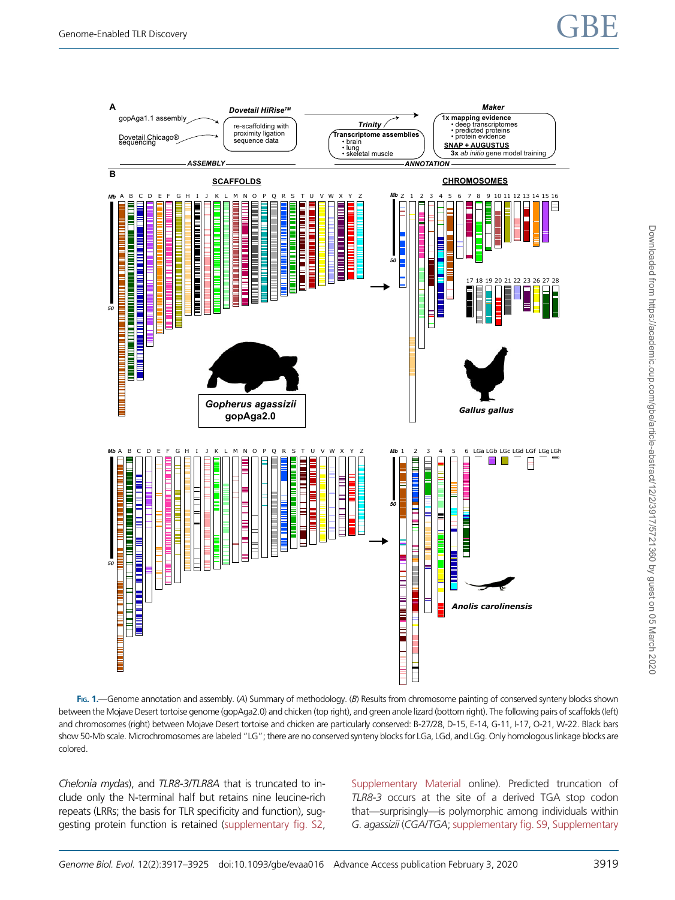**Fig. 1.**—Genome annotation and assembly. (*A*) Summary of methodology. (*B*) Results from chromosome painting of conserved synteny blocks shown between the Mojave Desert tortoise genome (gopAga2.0) and chicken (top right), and green anole lizard (bottom right). The following pairs of scaffolds (left) and chromosomes (right) between Mojave Desert tortoise and chicken are particularly conserved: B-27/28, D-15, E-14, G-11, I-17, O-21, W-22. Black bars show 50-Mb scale. Microchromosomes are labeled "LG"; there are no conserved synteny blocks for LGa, LGd, and LGg. Only homologous linkage blocks are colored.

*Chelonia mydas*), and *TLR8-3/TLR8A* that is truncated to include only the N-terminal half but retains nine leucine-rich repeats (LRRs; the basis for TLR specificity and function), suggesting protein function is retained (supplementary fig. S2, Supplementary Material online). Predicted truncation of *TLR8-3* occurs at the site of a derived TGA stop codon that—surprisingly—is polymorphic among individuals within *G. agassizii* (*CGA/TGA*; supplementary fig. S9, Supplementary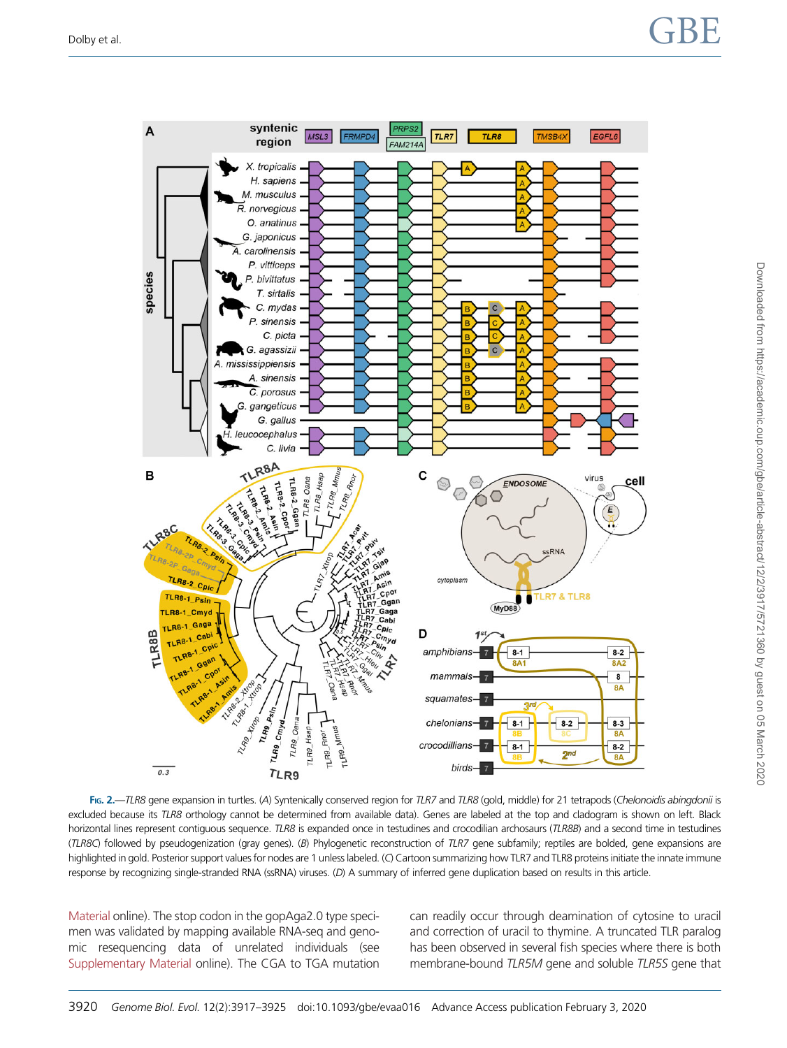**Fig. 2.**—*TLR8* gene expansion in turtles. (*A*) Syntenically conserved region for *TLR7* and *TLR8* (gold, middle) for 21 tetrapods (*Chelonoidis abingdonii* is excluded because its *TLR8* orthology cannot be determined from available data). Genes are labeled at the top and cladogram is shown on left. Black horizontal lines represent contiguous sequence. *TLR8* is expanded once in testudines and crocodilian archosaurs (*TLR8B*) and a second time in testudines (*TLR8C*) followed by pseudogenization (gray genes). (*B*) Phylogenetic reconstruction of *TLR7* gene subfamily; reptiles are bolded, gene expansions are highlighted in gold. Posterior support values for nodes are 1 unless labeled. (*C*) Cartoon summarizing how TLR7 and TLR8 proteins initiate the innate immune response by recognizing single-stranded RNA (ssRNA) viruses. (*D*) A summary of inferred gene duplication based on results in this article.

Material online). The stop codon in the gopAga2.0 type specimen was validated by mapping available RNA-seq and genomic resequencing data of unrelated individuals (see Supplementary Material online). The CGA to TGA mutation can readily occur through deamination of cytosine to uracil and correction of uracil to thymine. A truncated TLR paralog has been observed in several fish species where there is both membrane-bound *TLR5M* gene and soluble *TLR5S* gene that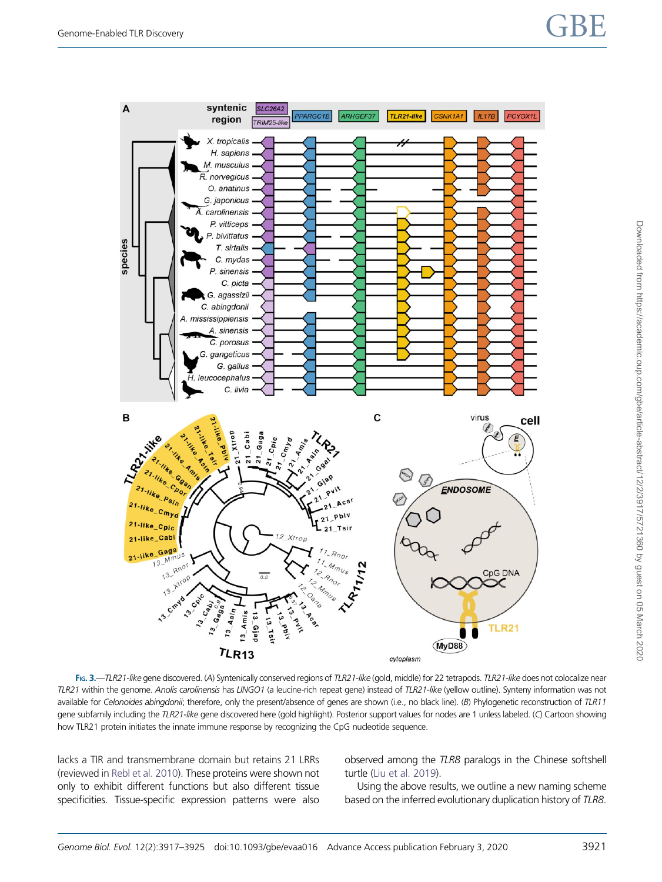**Fig. 3.**—*TLR21-like* gene discovered. (*A*) Syntenically conserved regions of *TLR21-like* (gold, middle) for 22 tetrapods. *TLR21-like* does not colocalize near *TLR21* within the genome. *Anolis carolinensis* has *LINGO1* (a leucine-rich repeat gene) instead of *TLR21-like* (yellow outline). Synteny information was not available for *Celonoides abingdonii*; therefore, only the present/absence of genes are shown (i.e., no black line). (*B*) Phylogenetic reconstruction of *TLR11* gene subfamily including the *TLR21-like* gene discovered here (gold highlight). Posterior support values for nodes are 1 unless labeled. (*C*) Cartoon showing how TLR21 protein initiates the innate immune response by recognizing the CpG nucleotide sequence.

lacks a TIR and transmembrane domain but retains 21 LRRs (reviewed in Rebl et al. 2010). These proteins were shown not only to exhibit different functions but also different tissue specificities. Tissue-specific expression patterns were also observed among the *TLR8* paralogs in the Chinese softshell turtle (Liu et al. 2019).

Using the above results, we outline a new naming scheme based on the inferred evolutionary duplication history of *TLR8*.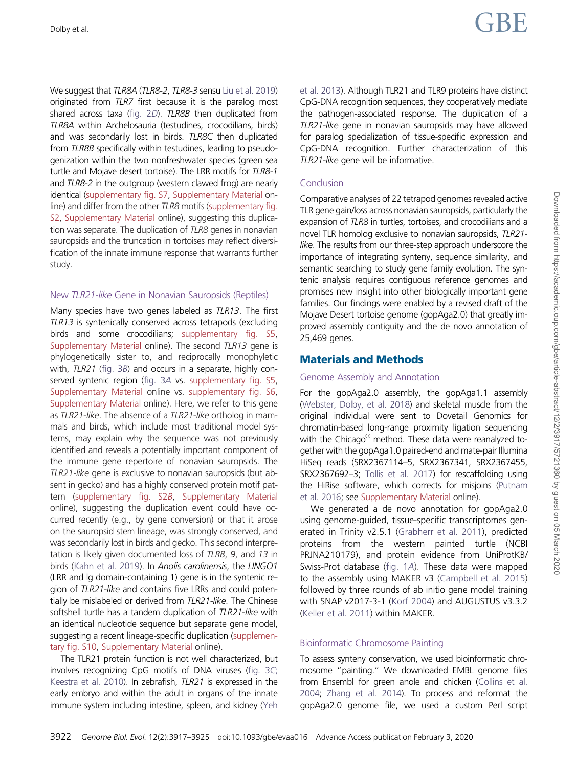We suggest that *TLR8A* (*TLR8-2*, *TLR8-3* sensu Liu et al. 2019) originated from *TLR7* first because it is the paralog most shared across taxa (fig. 2*D*). *TLR8B* then duplicated from *TLR8A* within Archelosauria (testudines, crocodilians, birds) and was secondarily lost in birds. *TLR8C* then duplicated from *TLR8B* specifically within testudines, leading to pseudogenization within the two nonfreshwater species (green sea turtle and Mojave desert tortoise). The LRR motifs for *TLR8-1* and *TLR8-2* in the outgroup (western clawed frog) are nearly identical (supplementary fig. S7, Supplementary Material online) and differ from the other *TLR8* motifs (supplementary fig. S2, Supplementary Material online), suggesting this duplication was separate. The duplication of *TLR8* genes in nonavian sauropsids and the truncation in tortoises may reflect diversification of the innate immune response that warrants further study.

### New *TLR21-like* Gene in Nonavian Sauropsids (Reptiles)

Many species have two genes labeled as *TLR13*. The first *TLR13* is syntenically conserved across tetrapods (excluding birds and some crocodilians; supplementary fig. S5, Supplementary Material online). The second *TLR13* gene is phylogenetically sister to, and reciprocally monophyletic with, *TLR21* (fig. 3*B*) and occurs in a separate, highly conserved syntenic region (fig. 3*A* vs. supplementary fig. S5, Supplementary Material online vs. supplementary fig. S6, Supplementary Material online). Here, we refer to this gene as *TLR21-like*. The absence of a *TLR21-like* ortholog in mammals and birds, which include most traditional model systems, may explain why the sequence was not previously identified and reveals a potentially important component of the immune gene repertoire of nonavian sauropsids. The *TLR21-like* gene is exclusive to nonavian sauropsids (but absent in gecko) and has a highly conserved protein motif pattern (supplementary fig. S2*B*, Supplementary Material online), suggesting the duplication event could have occurred recently (e.g., by gene conversion) or that it arose on the sauropsid stem lineage, was strongly conserved, and was secondarily lost in birds and gecko. This second interpretation is likely given documented loss of *TLR8*, *9*, and *13* in birds (Kahn et al. 2019). In *Anolis carolinensis*, the *LINGO1* (LRR and Ig domain-containing 1) gene is in the syntenic region of *TLR21-like* and contains five LRRs and could potentially be mislabeled or derived from *TLR21-like*. The Chinese softshell turtle has a tandem duplication of *TLR21-like* with an identical nucleotide sequence but separate gene model, suggesting a recent lineage-specific duplication (supplementary fig. S10, Supplementary Material online).

The TLR21 protein function is not well characterized, but involves recognizing CpG motifs of DNA viruses (fig. 3*C*; Keestra et al. 2010). In zebrafish, *TLR21* is expressed in the early embryo and within the adult in organs of the innate immune system including intestine, spleen, and kidney (Yeh et al. 2013). Although TLR21 and TLR9 proteins have distinct CpG-DNA recognition sequences, they cooperatively mediate the pathogen-associated response. The duplication of a *TLR21-like* gene in nonavian sauropsids may have allowed for paralog specialization of tissue-specific expression and CpG-DNA recognition. Further characterization of this *TLR21-like* gene will be informative.

### Conclusion

Comparative analyses of 22 tetrapod genomes revealed active TLR gene gain/loss across nonavian sauropsids, particularly the expansion of *TLR8* in turtles, tortoises, and crocodilians and a novel TLR homolog exclusive to nonavian sauropsids, *TLR21-like*. The results from our three-step approach underscore the importance of integrating synteny, sequence similarity, and semantic searching to study gene family evolution. The syntenic analysis requires contiguous reference genomes and promises new insight into other biologically important gene families. Our findings were enabled by a revised draft of the Mojave Desert tortoise genome (gopAga2.0) that greatly improved assembly contiguity and the de novo annotation of 25,469 genes.

## Materials and Methods

### Genome Assembly and Annotation

For the gopAga2.0 assembly, the gopAga1.1 assembly (Webster, Dolby, et al. 2018) and skeletal muscle from the original individual were sent to Dovetail Genomics for chromatin-based long-range proximity ligation sequencing with the Chicago® method. These data were reanalyzed together with the gopAga1.0 paired-end and mate-pair Illumina HiSeq reads (SRX2367114–5, SRX2367341, SRX2367455, SRX2367692–3; Tollis et al. 2017) for rescaffolding using the HiRise software, which corrects for misjoins (Putnam et al. 2016; see Supplementary Material online).

We generated a de novo annotation for gopAga2.0 using genome-guided, tissue-specific transcriptomes generated in Trinity v2.5.1 (Grabherr et al. 2011), predicted proteins from the western painted turtle (NCBI PRJNA210179), and protein evidence from UniProtKB/Swiss-Prot database (fig. 1*A*). These data were mapped to the assembly using MAKER v3 (Campbell et al. 2015) followed by three rounds of ab initio gene model training with SNAP v2017-3-1 (Korf 2004) and AUGUSTUS v3.3.2 (Keller et al. 2011) within MAKER.

### Bioinformatic Chromosome Painting

To assess synteny conservation, we used bioinformatic chromosome "painting." We downloaded EMBL genome files from Ensembl for green anole and chicken (Collins et al. 2004; Zhang et al. 2014). To process and reformat the gopAga2.0 genome file, we used a custom Perl script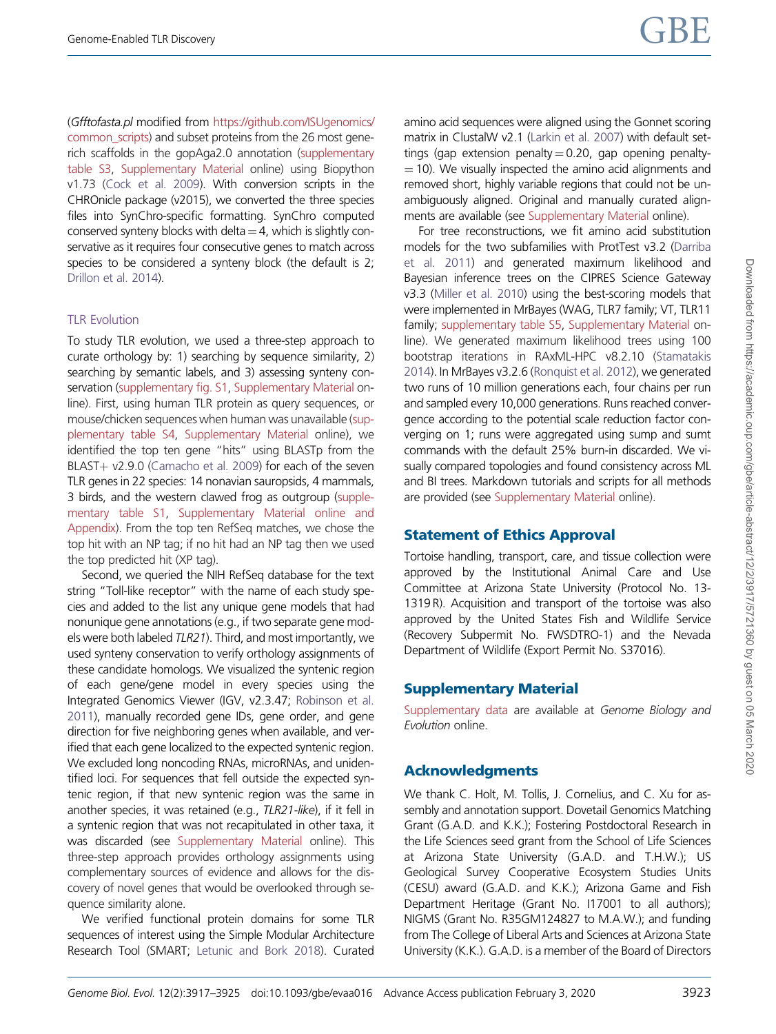(*Gfftofasta.pl* modified from https://github.com/ISUgenomics/common_scripts) and subset proteins from the 26 most gene-rich scaffolds in the gopAga2.0 annotation (supplementary table S3, Supplementary Material online) using Biopython v1.73 (Cock et al. 2009). With conversion scripts in the CHROnicle package (v2015), we converted the three species files into SynChro-specific formatting. SynChro computed conserved synteny blocks with delta = 4, which is slightly conservative as it requires four consecutive genes to match across species to be considered a synteny block (the default is 2; Drillon et al. 2014).

### TLR Evolution

To study TLR evolution, we used a three-step approach to curate orthology by: 1) searching by sequence similarity, 2) searching by semantic labels, and 3) assessing synteny conservation (supplementary fig. S1, Supplementary Material online). First, using human TLR protein as query sequences, or mouse/chicken sequences when human was unavailable (supplementary table S4, Supplementary Material online), we identified the top ten gene "hits" using BLASTp from the BLAST+ v2.9.0 (Camacho et al. 2009) for each of the seven TLR genes in 22 species: 14 nonavian sauropsids, 4 mammals, 3 birds, and the western clawed frog as outgroup (supplementary table S1, Supplementary Material online and Appendix). From the top ten RefSeq matches, we chose the top hit with an NP tag; if no hit had an NP tag then we used the top predicted hit (XP tag).

Second, we queried the NIH RefSeq database for the text string "Toll-like receptor" with the name of each study species and added to the list any unique gene models that had nonunique gene annotations (e.g., if two separate gene models were both labeled *TLR21*). Third, and most importantly, we used synteny conservation to verify orthology assignments of these candidate homologs. We visualized the syntenic region of each gene/gene model in every species using the Integrated Genomics Viewer (IGV, v2.3.47; Robinson et al. 2011), manually recorded gene IDs, gene order, and gene direction for five neighboring genes when available, and verified that each gene localized to the expected syntenic region. We excluded long noncoding RNAs, microRNAs, and unidentified loci. For sequences that fell outside the expected syntenic region, if that new syntenic region was the same in another species, it was retained (e.g., *TLR21-like*), if it fell in a syntenic region that was not recapitulated in other taxa, it was discarded (see Supplementary Material online). This three-step approach provides orthology assignments using complementary sources of evidence and allows for the discovery of novel genes that would be overlooked through sequence similarity alone.

We verified functional protein domains for some TLR sequences of interest using the Simple Modular Architecture Research Tool (SMART; Letunic and Bork 2018). Curated amino acid sequences were aligned using the Gonnet scoring matrix in ClustalW v2.1 (Larkin et al. 2007) with default settings (gap extension penalty = 0.20, gap opening penalty = 10). We visually inspected the amino acid alignments and removed short, highly variable regions that could not be unambiguously aligned. Original and manually curated alignments are available (see Supplementary Material online).

For tree reconstructions, we fit amino acid substitution models for the two subfamilies with ProtTest v3.2 (Darriba et al. 2011) and generated maximum likelihood and Bayesian inference trees on the CIPRES Science Gateway v3.3 (Miller et al. 2010) using the best-scoring models that were implemented in MrBayes (WAG, TLR7 family; VT, TLR11 family; supplementary table S5, Supplementary Material online). We generated maximum likelihood trees using 100 bootstrap iterations in RAxML-HPC v8.2.10 (Stamatakis 2014). In MrBayes v3.2.6 (Ronquist et al. 2012), we generated two runs of 10 million generations each, four chains per run and sampled every 10,000 generations. Runs reached convergence according to the potential scale reduction factor converging on 1; runs were aggregated using sump and sumt commands with the default 25% burn-in discarded. We visually compared topologies and found consistency across ML and BI trees. Markdown tutorials and scripts for all methods are provided (see Supplementary Material online).

## Statement of Ethics Approval

Tortoise handling, transport, care, and tissue collection were approved by the Institutional Animal Care and Use Committee at Arizona State University (Protocol No. 13-1319 R). Acquisition and transport of the tortoise was also approved by the United States Fish and Wildlife Service (Recovery Subpermit No. FWSDTRO-1) and the Nevada Department of Wildlife (Export Permit No. S37016).

## Supplementary Material

Supplementary data are available at *Genome Biology and Evolution* online.

## Acknowledgments

We thank C. Holt, M. Tollis, J. Cornelius, and C. Xu for assembly and annotation support. Dovetail Genomics Matching Grant (G.A.D. and K.K.); Fostering Postdoctoral Research in the Life Sciences seed grant from the School of Life Sciences at Arizona State University (G.A.D. and T.H.W.); US Geological Survey Cooperative Ecosystem Studies Units (CESU) award (G.A.D. and K.K.); Arizona Game and Fish Department Heritage (Grant No. I17001 to all authors); NIGMS (Grant No. R35GM124827 to M.A.W.); and funding from The College of Liberal Arts and Sciences at Arizona State University (K.K.). G.A.D. is a member of the Board of Directors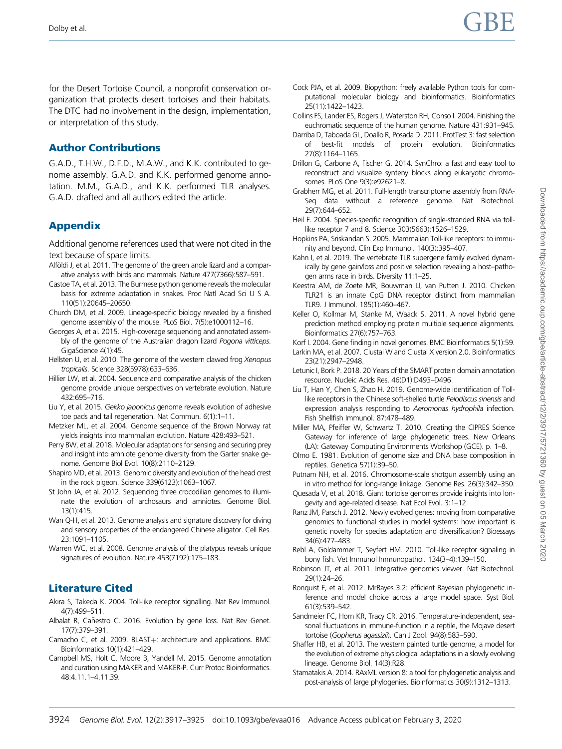for the Desert Tortoise Council, a nonprofit conservation organization that protects desert tortoises and their habitats. The DTC had no involvement in the design, implementation, or interpretation of this study.

## Author Contributions

G.A.D., T.H.W., D.F.D., M.A.W., and K.K. contributed to genome assembly. G.A.D. and K.K. performed genome annotation. M.M., G.A.D., and K.K. performed TLR analyses. G.A.D. drafted and all authors edited the article.

## Appendix

Additional genome references used that were not cited in the text because of space limits.

Alföldi J, et al. 2011. The genome of the green anole lizard and a comparative analysis with birds and mammals. Nature 477(7366):587–591.

Castoe TA, et al. 2013. The Burmese python genome reveals the molecular basis for extreme adaptation in snakes. Proc Natl Acad Sci U S A. 110(51):20645–20650.

Church DM, et al. 2009. Lineage-specific biology revealed by a finished genome assembly of the mouse. PLoS Biol. 7(5):e1000112–16.

Georges A, et al. 2015. High-coverage sequencing and annotated assembly of the genome of the Australian dragon lizard *Pogona vitticeps*. GigaScience 4(1):45.

Hellsten U, et al. 2010. The genome of the western clawed frog *Xenopus tropicalis*. Science 328(5978):633–636.

Hillier LW, et al. 2004. Sequence and comparative analysis of the chicken genome provide unique perspectives on vertebrate evolution. Nature 432:695–716.

Liu Y, et al. 2015. *Gekko japonicus* genome reveals evolution of adhesive toe pads and tail regeneration. Nat Commun. 6(1):1–11.

Metzker ML, et al. 2004. Genome sequence of the Brown Norway rat yields insights into mammalian evolution. Nature 428:493–521.

Perry BW, et al. 2018. Molecular adaptations for sensing and securing prey and insight into amniote genome diversity from the Garter snake genome. Genome Biol Evol. 10(8):2110–2129.

Shapiro MD, et al. 2013. Genomic diversity and evolution of the head crest in the rock pigeon. Science 339(6123):1063–1067.

St John JA, et al. 2012. Sequencing three crocodilian genomes to illuminate the evolution of archosaurs and amniotes. Genome Biol. 13(1):415.

Wan Q-H, et al. 2013. Genome analysis and signature discovery for diving and sensory properties of the endangered Chinese alligator. Cell Res. 23:1091–1105.

Warren WC, et al. 2008. Genome analysis of the platypus reveals unique signatures of evolution. Nature 453(7192):175–183.

## Literature Cited

Akira S, Takeda K. 2004. Toll-like receptor signalling. Nat Rev Immunol. 4(7):499–511.

Albalat R, Cañestro C. 2016. Evolution by gene loss. Nat Rev Genet. 17(7):379–391.

Camacho C, et al. 2009. BLAST+: architecture and applications. BMC Bioinformatics 10(1):421–429.

Campbell MS, Holt C, Moore B, Yandell M. 2015. Genome annotation and curation using MAKER and MAKER-P. Curr Protoc Bioinformatics. 48:4.11.1–4.11.39.

Cock PJA, et al. 2009. Biopython: freely available Python tools for computational molecular biology and bioinformatics. Bioinformatics 25(11):1422–1423.

Collins FS, Lander ES, Rogers J, Waterston RH, Conso I. 2004. Finishing the euchromatic sequence of the human genome. Nature 431:931–945.

Darriba D, Taboada GL, Doallo R, Posada D. 2011. ProtTest 3: fast selection of best-fit models of protein evolution. Bioinformatics 27(8):1164–1165.

Drillon G, Carbone A, Fischer G. 2014. SynChro: a fast and easy tool to reconstruct and visualize synteny blocks along eukaryotic chromosomes. PLoS One 9(3):e92621–8.

Grabherr MG, et al. 2011. Full-length transcriptome assembly from RNA-Seq data without a reference genome. Nat Biotechnol. 29(7):644–652.

Heil F. 2004. Species-specific recognition of single-stranded RNA via toll-like receptor 7 and 8. Science 303(5663):1526–1529.

Hopkins PA, Sriskandan S. 2005. Mammalian Toll-like receptors: to immunity and beyond. Clin Exp Immunol. 140(3):395–407.

Kahn I, et al. 2019. The vertebrate TLR supergene family evolved dynamically by gene gain/loss and positive selection revealing a host–pathogen arms race in birds. Diversity 11:1–25.

Keestra AM, de Zoete MR, Bouwman LI, van Putten J. 2010. Chicken TLR21 is an innate CpG DNA receptor distinct from mammalian TLR9. J Immunol. 185(1):460–467.

Keller O, Kollmar M, Stanke M, Waack S. 2011. A novel hybrid gene prediction method employing protein multiple sequence alignments. Bioinformatics 27(6):757–763.

Korf I. 2004. Gene finding in novel genomes. BMC Bioinformatics 5(1):59.

Larkin MA, et al. 2007. Clustal W and Clustal X version 2.0. Bioinformatics 23(21):2947–2948.

Letunic I, Bork P. 2018. 20 Years of the SMART protein domain annotation resource. Nucleic Acids Res. 46(D1):D493–D496.

Liu T, Han Y, Chen S, Zhao H. 2019. Genome-wide identification of Toll-like receptors in the Chinese soft-shelled turtle *Pelodiscus sinensis* and expression analysis responding to *Aeromonas hydrophila* infection. Fish Shellfish Immunol. 87:478–489.

Miller MA, Pfeiffer W, Schwartz T. 2010. Creating the CIPRES Science Gateway for inference of large phylogenetic trees. New Orleans (LA): Gateway Computing Environments Workshop (GCE). p. 1–8.

Olmo E. 1981. Evolution of genome size and DNA base composition in reptiles. Genetica 57(1):39–50.

Putnam NH, et al. 2016. Chromosome-scale shotgun assembly using an in vitro method for long-range linkage. Genome Res. 26(3):342–350.

Quesada V, et al. 2018. Giant tortoise genomes provide insights into longevity and age-related disease. Nat Ecol Evol. 3:1–12.

Ranz JM, Parsch J. 2012. Newly evolved genes: moving from comparative genomics to functional studies in model systems: how important is genetic novelty for species adaptation and diversification? Bioessays 34(6):477–483.

Rebl A, Goldammer T, Seyfert HM. 2010. Toll-like receptor signaling in bony fish. Vet Immunol Immunopathol. 134(3–4):139–150.

Robinson JT, et al. 2011. Integrative genomics viewer. Nat Biotechnol. 29(1):24–26.

Ronquist F, et al. 2012. MrBayes 3.2: efficient Bayesian phylogenetic inference and model choice across a large model space. Syst Biol. 61(3):539–542.

Sandmeier FC, Horn KR, Tracy CR. 2016. Temperature-independent, seasonal fluctuations in immune-function in a reptile, the Mojave desert tortoise (*Gopherus agassizii*). Can J Zool. 94(8):583–590.

Shaffer HB, et al. 2013. The western painted turtle genome, a model for the evolution of extreme physiological adaptations in a slowly evolving lineage. Genome Biol. 14(3):R28.

Stamatakis A. 2014. RAxML version 8: a tool for phylogenetic analysis and post-analysis of large phylogenies. Bioinformatics 30(9):1312–1313.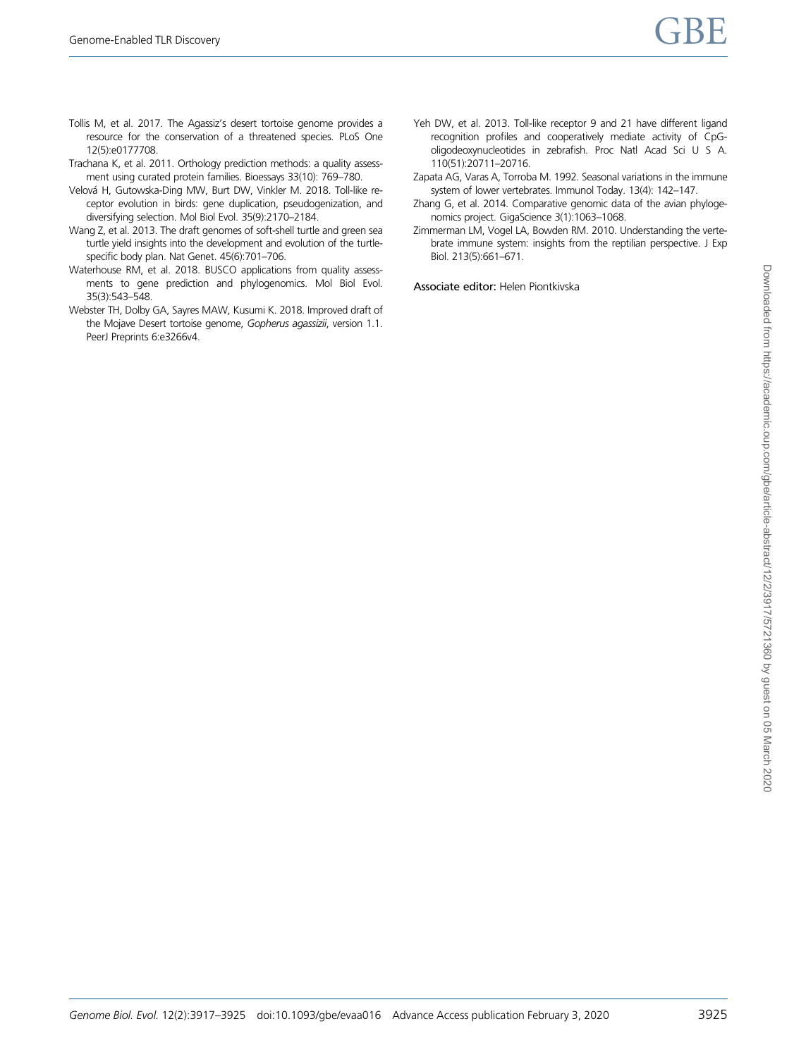Tollis M, et al. 2017. The Agassiz's desert tortoise genome provides a resource for the conservation of a threatened species. PLoS One 12(5):e0177708.

Trachana K, et al. 2011. Orthology prediction methods: a quality assessment using curated protein families. Bioessays 33(10): 769–780.

Velová H, Gutowska-Ding MW, Burt DW, Vinkler M. 2018. Toll-like receptor evolution in birds: gene duplication, pseudogenization, and diversifying selection. Mol Biol Evol. 35(9):2170–2184.

Wang Z, et al. 2013. The draft genomes of soft-shell turtle and green sea turtle yield insights into the development and evolution of the turtle-specific body plan. Nat Genet. 45(6):701–706.

Waterhouse RM, et al. 2018. BUSCO applications from quality assessments to gene prediction and phylogenomics. Mol Biol Evol. 35(3):543–548.

Webster TH, Dolby GA, Sayres MAW, Kusumi K. 2018. Improved draft of the Mojave Desert tortoise genome, *Gopherus agassizii*, version 1.1. PeerJ Preprints 6:e3266v4.

Yeh DW, et al. 2013. Toll-like receptor 9 and 21 have different ligand recognition profiles and cooperatively mediate activity of CpG-oligodeoxynucleotides in zebrafish. Proc Natl Acad Sci U S A. 110(51):20711–20716.

Zapata AG, Varas A, Torroba M. 1992. Seasonal variations in the immune system of lower vertebrates. Immunol Today. 13(4): 142–147.

Zhang G, et al. 2014. Comparative genomic data of the avian phylogenomics project. GigaScience 3(1):1063–1068.

Zimmerman LM, Vogel LA, Bowden RM. 2010. Understanding the vertebrate immune system: insights from the reptilian perspective. J Exp Biol. 213(5):661–671.

Associate editor: Helen Piontkivska